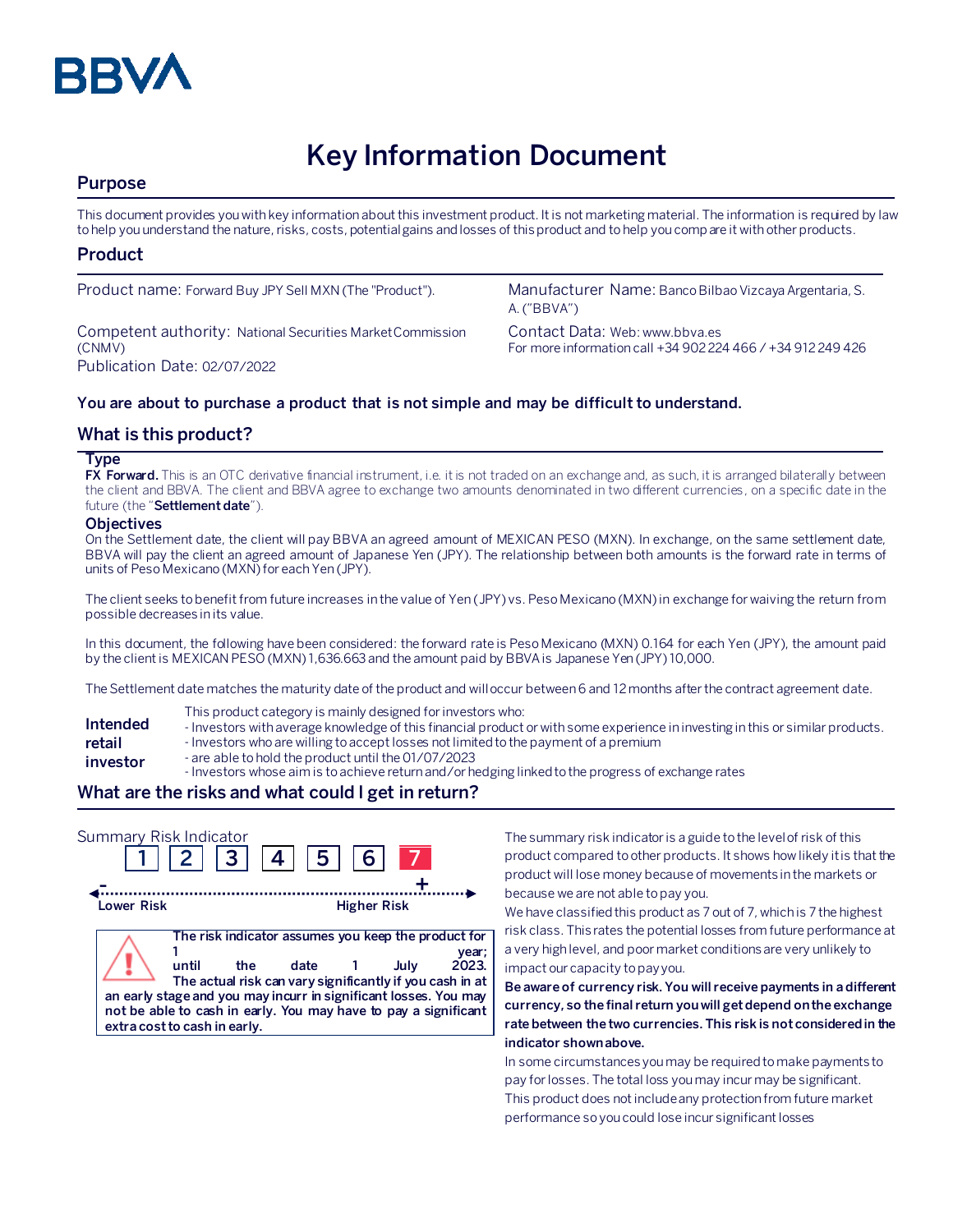BBVA

# Key Information Document

## Purpose

This document provides you with key information about this investment product. It is not marketing material. The information is required by law to help you understand the nature, risks, costs, potential gains and losses of this product and to help you compare it with other products.

## Product

Product name: Forward Buy JPY Sell MXN (The "Product").

Competent authority: National Securities Market Commission (CNMV)

Publication Date: 02/07/2022

Manufacturer Name: Banco Bilbao Vizcaya Argentaria, S. A. ("BBVA")

Contact Data: Web: www.bbva.es
For more information call +34 902 224 466 / +34 912 249 426

**You are about to purchase a product that is not simple and may be difficult to understand.**

## What is this product?

### Type

**FX Forward.** This is an OTC derivative financial instrument, i.e. it is not traded on an exchange and, as such, it is arranged bilaterally between the client and BBVA. The client and BBVA agree to exchange two amounts denominated in two different currencies, on a specific date in the future (the "**Settlement date**").

### Objectives

On the Settlement date, the client will pay BBVA an agreed amount of MEXICAN PESO (MXN). In exchange, on the same settlement date, BBVA will pay the client an agreed amount of Japanese Yen (JPY). The relationship between both amounts is the forward rate in terms of units of Peso Mexicano (MXN) for each Yen (JPY).

The client seeks to benefit from future increases in the value of Yen (JPY) vs. Peso Mexicano (MXN) in exchange for waiving the return from possible decreases in its value.

In this document, the following have been considered: the forward rate is Peso Mexicano (MXN) 0.164 for each Yen (JPY), the amount paid by the client is MEXICAN PESO (MXN) 1,636.663 and the amount paid by BBVA is Japanese Yen (JPY) 10,000.

The Settlement date matches the maturity date of the product and will occur between 6 and 12 months after the contract agreement date.

**Intended retail investor**

This product category is mainly designed for investors who:
- Investors with average knowledge of this financial product or with some experience in investing in this or similar products.
- Investors who are willing to accept losses not limited to the payment of a premium
- are able to hold the product until the 01/07/2023
- Investors whose aim is to achieve return and/or hedging linked to the progress of exchange rates

## What are the risks and what could I get in return?

Summary Risk Indicator

| 1 | 2 | 3 | 4 | 5 | 6 | **7** |
|---|---|---|---|---|---|---|

Lower Risk ← → Higher Risk

**The risk indicator assumes you keep the product for 1 year; until the date 1 July 2023. The actual risk can vary significantly if you cash in at an early stage and you may incurr in significant losses. You may not be able to cash in early. You may have to pay a significant extra cost to cash in early.**

The summary risk indicator is a guide to the level of risk of this product compared to other products. It shows how likely it is that the product will lose money because of movements in the markets or because we are not able to pay you.

We have classified this product as 7 out of 7, which is 7 the highest risk class. This rates the potential losses from future performance at a very high level, and poor market conditions are very unlikely to impact our capacity to pay you.

**Be aware of currency risk. You will receive payments in a different currency, so the final return you will get depend on the exchange rate between the two currencies. This risk is not considered in the indicator shown above.**

In some circumstances you may be required to make payments to pay for losses. The total loss you may incur may be significant. This product does not include any protection from future market performance so you could lose incur significant losses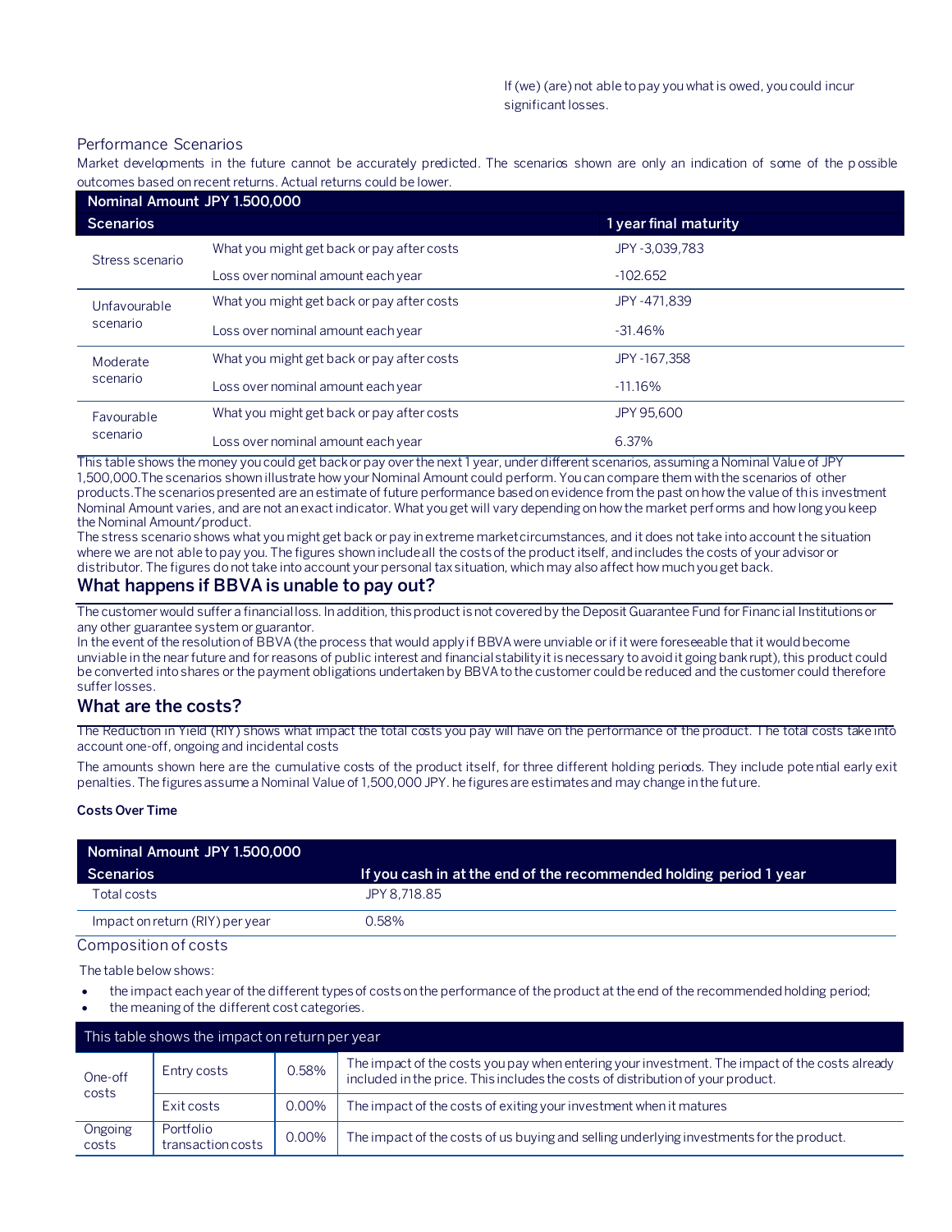If (we) (are) not able to pay you what is owed, you could incur significant losses.

Performance Scenarios

Market developments in the future cannot be accurately predicted. The scenarios shown are only an indication of some of the possible outcomes based on recent returns. Actual returns could be lower.

| Nominal Amount JPY 1.500,000 | | |
|---|---|---|
| **Scenarios** | | **1 year final maturity** |
| Stress scenario | What you might get back or pay after costs | JPY -3,039,783 |
| | Loss over nominal amount each year | -102.652 |
| Unfavourable scenario | What you might get back or pay after costs | JPY -471,839 |
| | Loss over nominal amount each year | -31.46% |
| Moderate scenario | What you might get back or pay after costs | JPY -167,358 |
| | Loss over nominal amount each year | -11.16% |
| Favourable scenario | What you might get back or pay after costs | JPY 95,600 |
| | Loss over nominal amount each year | 6.37% |

This table shows the money you could get back or pay over the next 1 year, under different scenarios, assuming a Nominal Value of JPY 1,500,000.The scenarios shown illustrate how your Nominal Amount could perform. You can compare them with the scenarios of other products.The scenarios presented are an estimate of future performance based on evidence from the past on how the value of this investment Nominal Amount varies, and are not an exact indicator. What you get will vary depending on how the market performs and how long you keep the Nominal Amount/product.
The stress scenario shows what you might get back or pay in extreme market circumstances, and it does not take into account the situation where we are not able to pay you. The figures shown include all the costs of the product itself, and includes the costs of your advisor or distributor. The figures do not take into account your personal tax situation, which may also affect how much you get back.

## What happens if BBVA is unable to pay out?

The customer would suffer a financial loss. In addition, this product is not covered by the Deposit Guarantee Fund for Financial Institutions or any other guarantee system or guarantor.
In the event of the resolution of BBVA (the process that would apply if BBVA were unviable or if it were foreseeable that it would become unviable in the near future and for reasons of public interest and financial stability it is necessary to avoid it going bankrupt), this product could be converted into shares or the payment obligations undertaken by BBVA to the customer could be reduced and the customer could therefore suffer losses.

## What are the costs?

The Reduction in Yield (RIY) shows what impact the total costs you pay will have on the performance of the product. The total costs take into account one-off, ongoing and incidental costs

The amounts shown here are the cumulative costs of the product itself, for three different holding periods. They include potential early exit penalties. The figures assume a Nominal Value of 1,500,000 JPY. he figures are estimates and may change in the future.

**Costs Over Time**

| Nominal Amount JPY 1.500,000 | |
|---|---|
| **Scenarios** | **If you cash in at the end of the recommended holding period 1 year** |
| Total costs | JPY 8,718.85 |
| Impact on return (RIY) per year | 0.58% |

Composition of costs

The table below shows:

- the impact each year of the different types of costs on the performance of the product at the end of the recommended holding period;
- the meaning of the different cost categories.

| This table shows the impact on return per year | | | |
|---|---|---|---|
| One-off costs | Entry costs | 0.58% | The impact of the costs you pay when entering your investment. The impact of the costs already included in the price. This includes the costs of distribution of your product. |
| | Exit costs | 0.00% | The impact of the costs of exiting your investment when it matures |
| Ongoing costs | Portfolio transaction costs | 0.00% | The impact of the costs of us buying and selling underlying investments for the product. |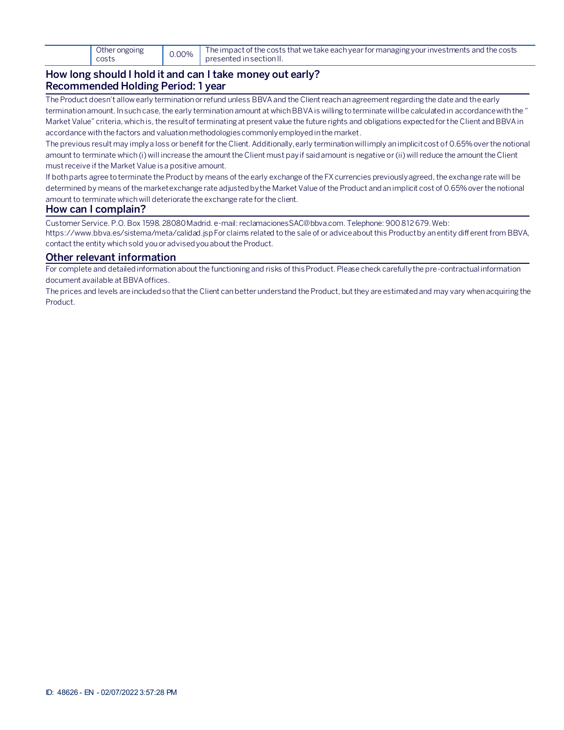| | | | |
|---|---|---|---|
| | Other ongoing costs | 0.00% | The impact of the costs that we take each year for managing your investments and the costs presented in section II. |

## How long should I hold it and can I take money out early?
## Recommended Holding Period: 1 year

The Product doesn't allow early termination or refund unless BBVA and the Client reach an agreement regarding the date and the early termination amount. In such case, the early termination amount at which BBVA is willing to terminate will be calculated in accordance with the " Market Value" criteria, which is, the result of terminating at present value the future rights and obligations expected for the Client and BBVA in accordance with the factors and valuation methodologies commonly employed in the market.

The previous result may imply a loss or benefit for the Client. Additionally, early termination will imply an implicit cost of 0.65% over the notional amount to terminate which (i) will increase the amount the Client must pay if said amount is negative or (ii) will reduce the amount the Client must receive if the Market Value is a positive amount.

If both parts agree to terminate the Product by means of the early exchange of the FX currencies previously agreed, the exchange rate will be determined by means of the market exchange rate adjusted by the Market Value of the Product and an implicit cost of 0.65% over the notional amount to terminate which will deteriorate the exchange rate for the client.

## How can I complain?

Customer Service. P.O. Box 1598. 28080 Madrid. e-mail: reclamacionesSAC@bbva.com. Telephone: 900 812 679. Web: https://www.bbva.es/sistema/meta/calidad.jsp For claims related to the sale of or advice about this Product by an entity different from BBVA, contact the entity which sold you or advised you about the Product.

## Other relevant information

For complete and detailed information about the functioning and risks of this Product. Please check carefully the pre-contractual information document available at BBVA offices.

The prices and levels are included so that the Client can better understand the Product, but they are estimated and may vary when acquiring the Product.

ID: 48626 - EN - 02/07/2022 3:57:28 PM